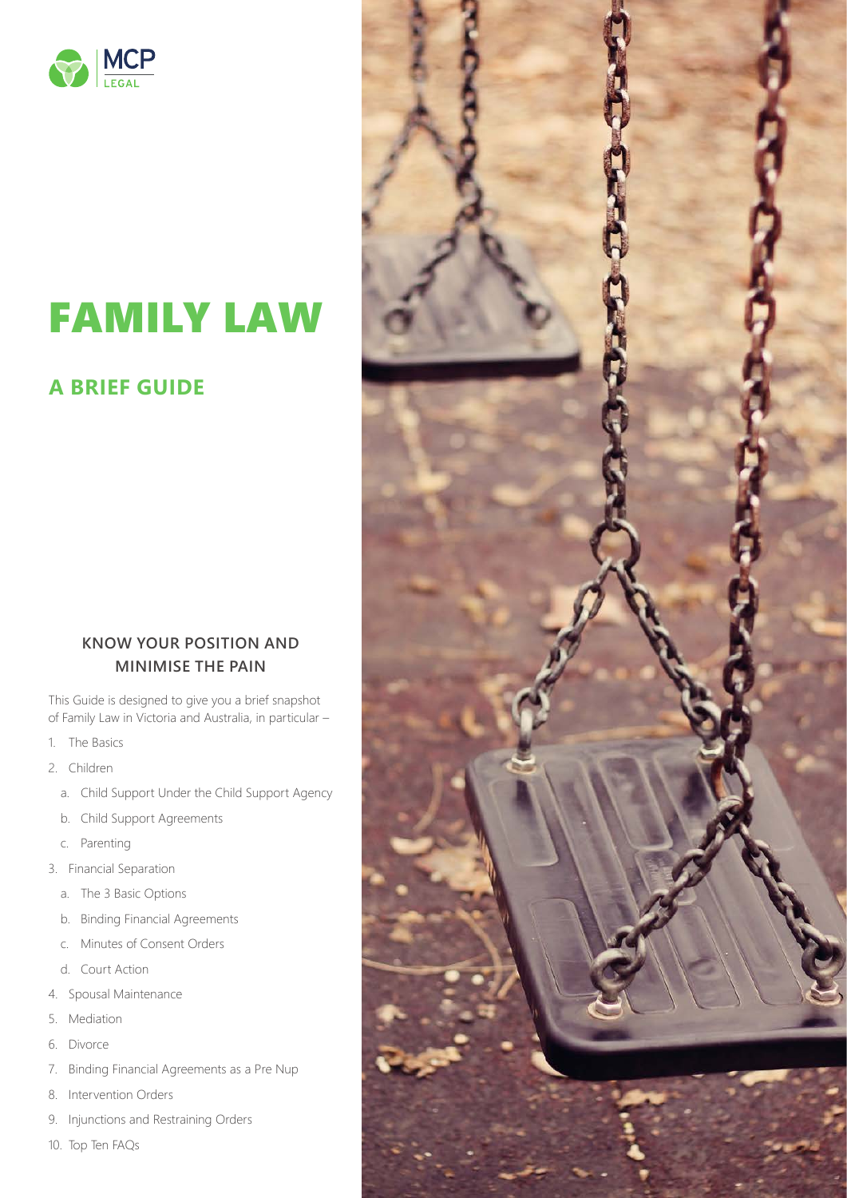MCP LEGAL

# FAMILY LAW

## A BRIEF GUIDE

### KNOW YOUR POSITION AND MINIMISE THE PAIN

This Guide is designed to give you a brief snapshot of Family Law in Victoria and Australia, in particular –

1. The Basics
2. Children
   a. Child Support Under the Child Support Agency
   b. Child Support Agreements
   c. Parenting
3. Financial Separation
   a. The 3 Basic Options
   b. Binding Financial Agreements
   c. Minutes of Consent Orders
   d. Court Action
4. Spousal Maintenance
5. Mediation
6. Divorce
7. Binding Financial Agreements as a Pre Nup
8. Intervention Orders
9. Injunctions and Restraining Orders
10. Top Ten FAQs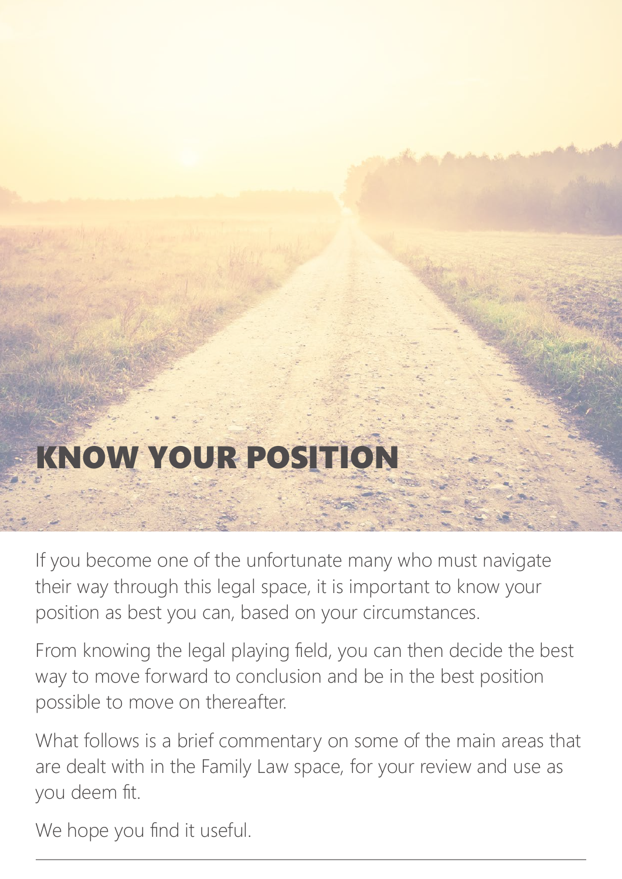# KNOW YOUR POSITION

If you become one of the unfortunate many who must navigate their way through this legal space, it is important to know your position as best you can, based on your circumstances.

From knowing the legal playing field, you can then decide the best way to move forward to conclusion and be in the best position possible to move on thereafter.

What follows is a brief commentary on some of the main areas that are dealt with in the Family Law space, for your review and use as you deem fit.

We hope you find it useful.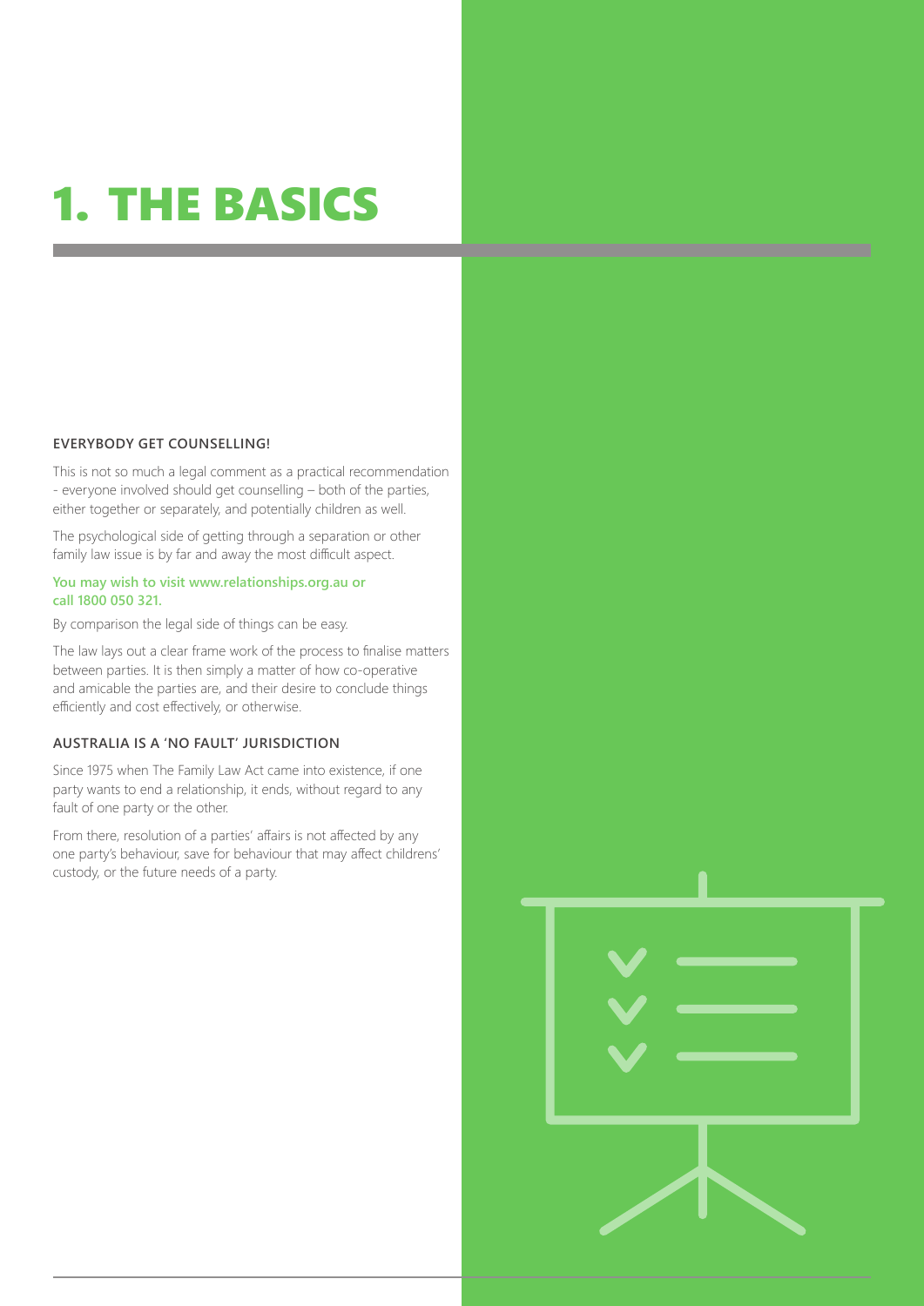# 1. THE BASICS

### EVERYBODY GET COUNSELLING!

This is not so much a legal comment as a practical recommendation - everyone involved should get counselling – both of the parties, either together or separately, and potentially children as well.

The psychological side of getting through a separation or other family law issue is by far and away the most difficult aspect.

**You may wish to visit www.relationships.org.au or call 1800 050 321.**

By comparison the legal side of things can be easy.

The law lays out a clear frame work of the process to finalise matters between parties. It is then simply a matter of how co-operative and amicable the parties are, and their desire to conclude things efficiently and cost effectively, or otherwise.

### AUSTRALIA IS A 'NO FAULT' JURISDICTION

Since 1975 when The Family Law Act came into existence, if one party wants to end a relationship, it ends, without regard to any fault of one party or the other.

From there, resolution of a parties' affairs is not affected by any one party's behaviour, save for behaviour that may affect childrens' custody, or the future needs of a party.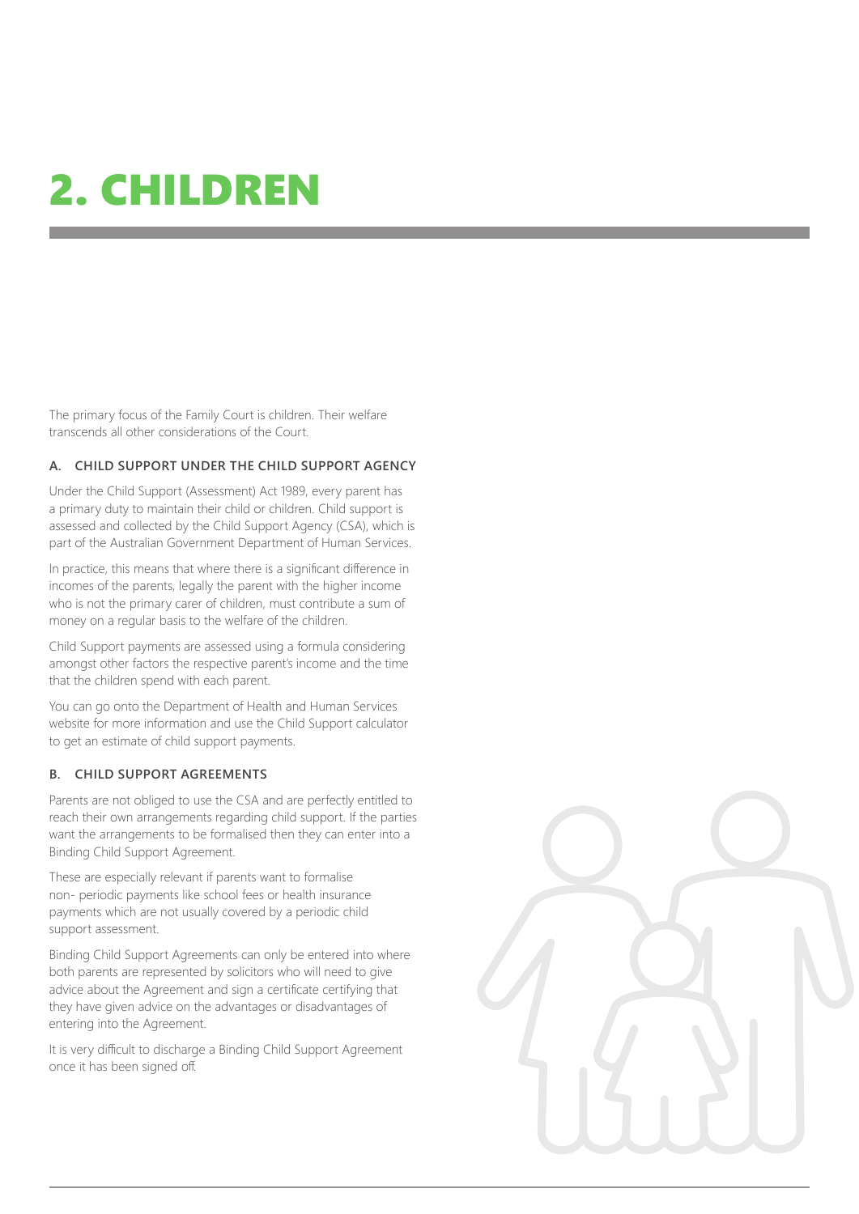# 2. CHILDREN

The primary focus of the Family Court is children. Their welfare transcends all other considerations of the Court.

### A. CHILD SUPPORT UNDER THE CHILD SUPPORT AGENCY

Under the Child Support (Assessment) Act 1989, every parent has a primary duty to maintain their child or children. Child support is assessed and collected by the Child Support Agency (CSA), which is part of the Australian Government Department of Human Services.

In practice, this means that where there is a significant difference in incomes of the parents, legally the parent with the higher income who is not the primary carer of children, must contribute a sum of money on a regular basis to the welfare of the children.

Child Support payments are assessed using a formula considering amongst other factors the respective parent's income and the time that the children spend with each parent.

You can go onto the Department of Health and Human Services website for more information and use the Child Support calculator to get an estimate of child support payments.

### B. CHILD SUPPORT AGREEMENTS

Parents are not obliged to use the CSA and are perfectly entitled to reach their own arrangements regarding child support. If the parties want the arrangements to be formalised then they can enter into a Binding Child Support Agreement.

These are especially relevant if parents want to formalise non- periodic payments like school fees or health insurance payments which are not usually covered by a periodic child support assessment.

Binding Child Support Agreements can only be entered into where both parents are represented by solicitors who will need to give advice about the Agreement and sign a certificate certifying that they have given advice on the advantages or disadvantages of entering into the Agreement.

It is very difficult to discharge a Binding Child Support Agreement once it has been signed off.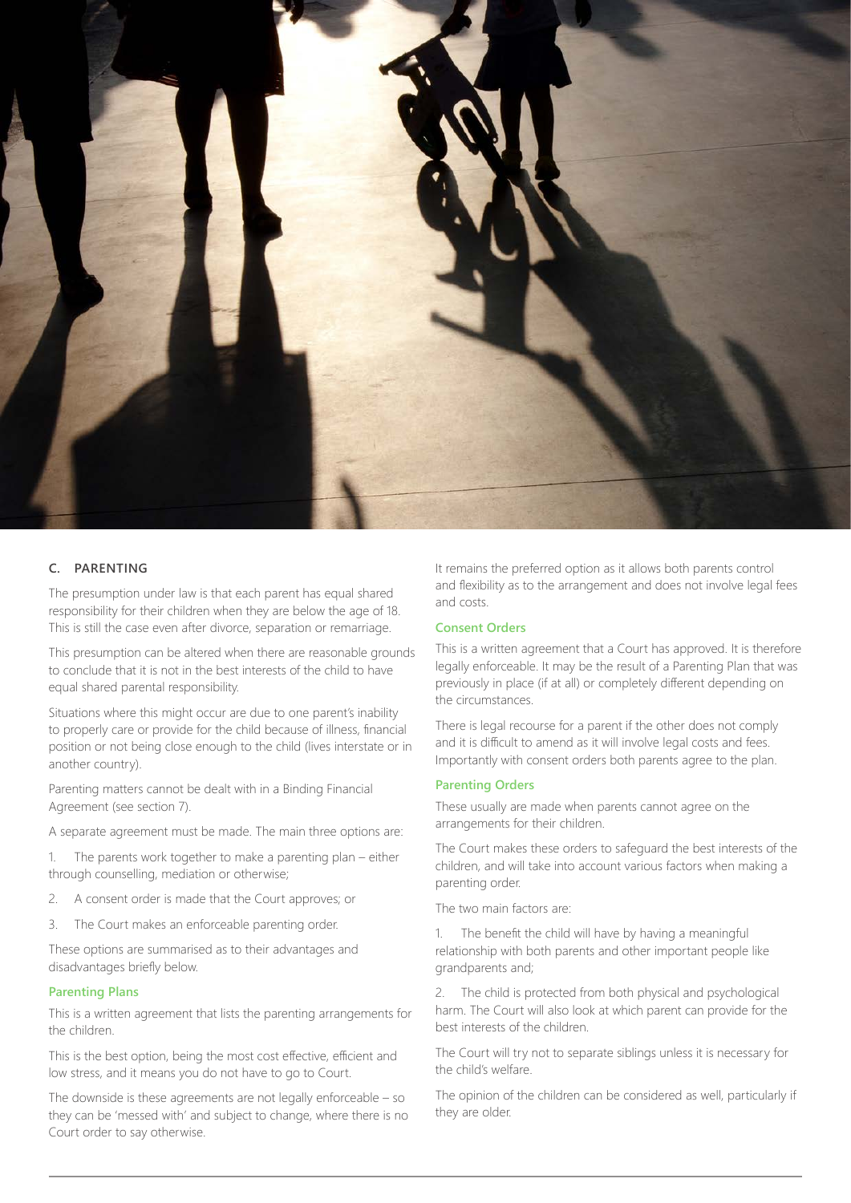## C. PARENTING

The presumption under law is that each parent has equal shared responsibility for their children when they are below the age of 18. This is still the case even after divorce, separation or remarriage.

This presumption can be altered when there are reasonable grounds to conclude that it is not in the best interests of the child to have equal shared parental responsibility.

Situations where this might occur are due to one parent's inability to properly care or provide for the child because of illness, financial position or not being close enough to the child (lives interstate or in another country).

Parenting matters cannot be dealt with in a Binding Financial Agreement (see section 7).

A separate agreement must be made. The main three options are:

1. The parents work together to make a parenting plan – either through counselling, mediation or otherwise;
2. A consent order is made that the Court approves; or
3. The Court makes an enforceable parenting order.

These options are summarised as to their advantages and disadvantages briefly below.

### Parenting Plans

This is a written agreement that lists the parenting arrangements for the children.

This is the best option, being the most cost effective, efficient and low stress, and it means you do not have to go to Court.

The downside is these agreements are not legally enforceable – so they can be 'messed with' and subject to change, where there is no Court order to say otherwise.

It remains the preferred option as it allows both parents control and flexibility as to the arrangement and does not involve legal fees and costs.

### Consent Orders

This is a written agreement that a Court has approved. It is therefore legally enforceable. It may be the result of a Parenting Plan that was previously in place (if at all) or completely different depending on the circumstances.

There is legal recourse for a parent if the other does not comply and it is difficult to amend as it will involve legal costs and fees. Importantly with consent orders both parents agree to the plan.

### Parenting Orders

These usually are made when parents cannot agree on the arrangements for their children.

The Court makes these orders to safeguard the best interests of the children, and will take into account various factors when making a parenting order.

The two main factors are:

1. The benefit the child will have by having a meaningful relationship with both parents and other important people like grandparents and;
2. The child is protected from both physical and psychological harm. The Court will also look at which parent can provide for the best interests of the children.

The Court will try not to separate siblings unless it is necessary for the child's welfare.

The opinion of the children can be considered as well, particularly if they are older.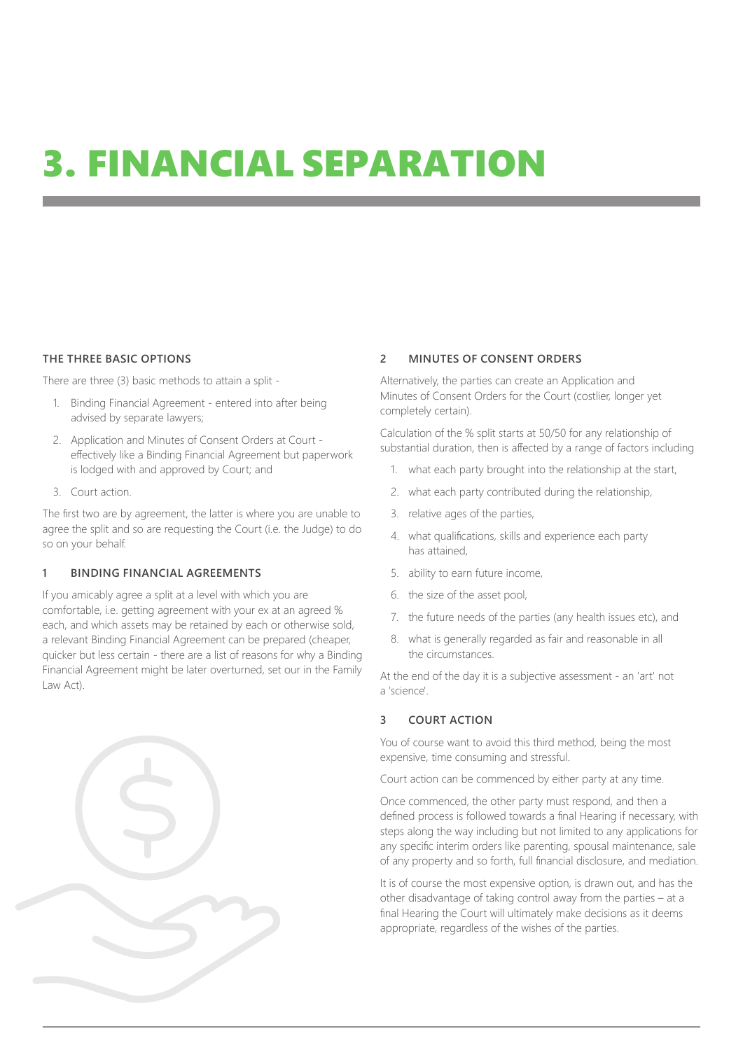# 3. FINANCIAL SEPARATION

### THE THREE BASIC OPTIONS

There are three (3) basic methods to attain a split -

1. Binding Financial Agreement - entered into after being advised by separate lawyers;
2. Application and Minutes of Consent Orders at Court - effectively like a Binding Financial Agreement but paperwork is lodged with and approved by Court; and
3. Court action.

The first two are by agreement, the latter is where you are unable to agree the split and so are requesting the Court (i.e. the Judge) to do so on your behalf.

### 1 BINDING FINANCIAL AGREEMENTS

If you amicably agree a split at a level with which you are comfortable, i.e. getting agreement with your ex at an agreed % each, and which assets may be retained by each or otherwise sold, a relevant Binding Financial Agreement can be prepared (cheaper, quicker but less certain - there are a list of reasons for why a Binding Financial Agreement might be later overturned, set our in the Family Law Act).

### 2 MINUTES OF CONSENT ORDERS

Alternatively, the parties can create an Application and Minutes of Consent Orders for the Court (costlier, longer yet completely certain).

Calculation of the % split starts at 50/50 for any relationship of substantial duration, then is affected by a range of factors including

1. what each party brought into the relationship at the start,
2. what each party contributed during the relationship,
3. relative ages of the parties,
4. what qualifications, skills and experience each party has attained,
5. ability to earn future income,
6. the size of the asset pool,
7. the future needs of the parties (any health issues etc), and
8. what is generally regarded as fair and reasonable in all the circumstances.

At the end of the day it is a subjective assessment - an 'art' not a 'science'.

### 3 COURT ACTION

You of course want to avoid this third method, being the most expensive, time consuming and stressful.

Court action can be commenced by either party at any time.

Once commenced, the other party must respond, and then a defined process is followed towards a final Hearing if necessary, with steps along the way including but not limited to any applications for any specific interim orders like parenting, spousal maintenance, sale of any property and so forth, full financial disclosure, and mediation.

It is of course the most expensive option, is drawn out, and has the other disadvantage of taking control away from the parties – at a final Hearing the Court will ultimately make decisions as it deems appropriate, regardless of the wishes of the parties.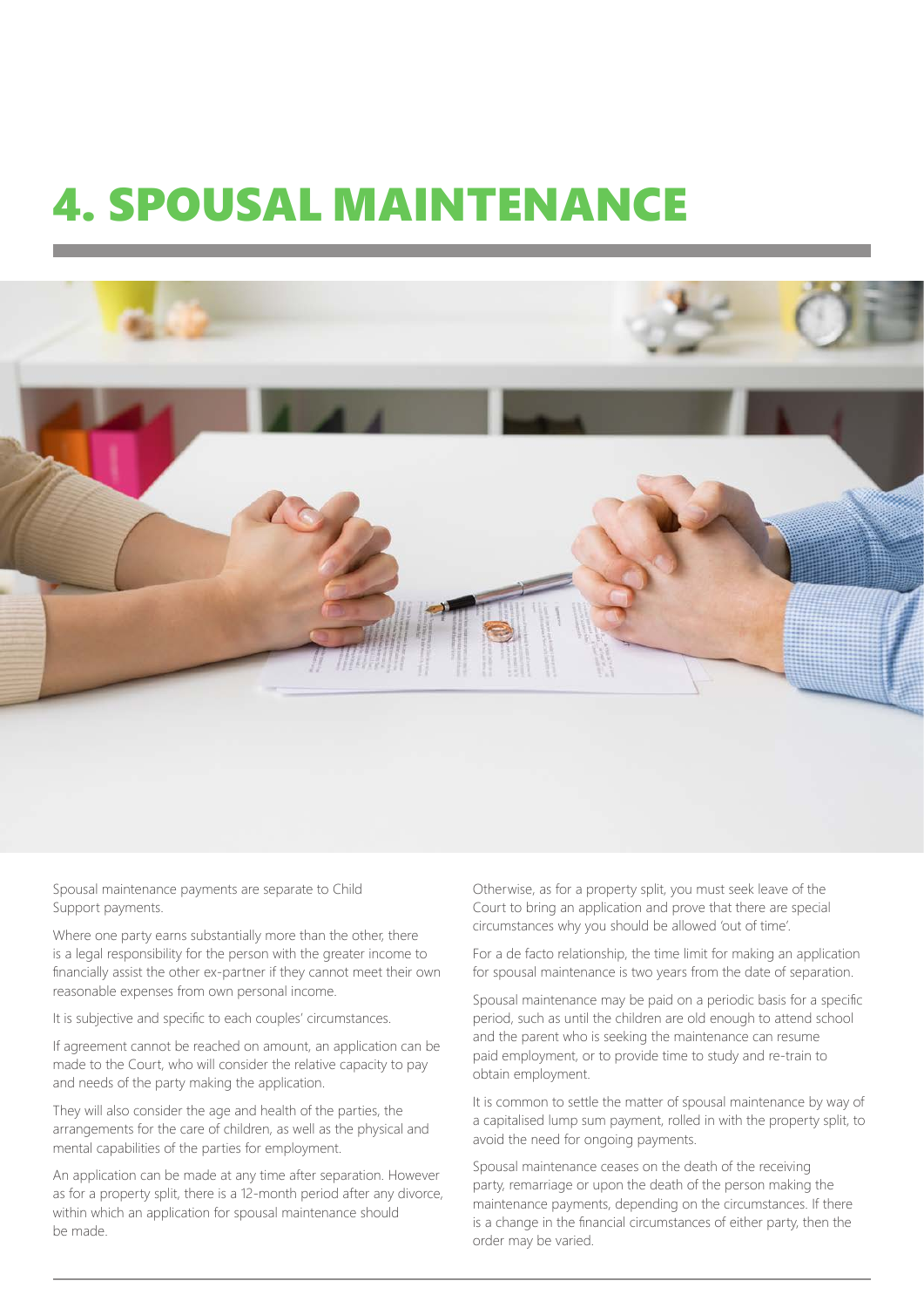# 4. SPOUSAL MAINTENANCE

Spousal maintenance payments are separate to Child Support payments.

Where one party earns substantially more than the other, there is a legal responsibility for the person with the greater income to financially assist the other ex-partner if they cannot meet their own reasonable expenses from own personal income.

It is subjective and specific to each couples' circumstances.

If agreement cannot be reached on amount, an application can be made to the Court, who will consider the relative capacity to pay and needs of the party making the application.

They will also consider the age and health of the parties, the arrangements for the care of children, as well as the physical and mental capabilities of the parties for employment.

An application can be made at any time after separation. However as for a property split, there is a 12-month period after any divorce, within which an application for spousal maintenance should be made.

Otherwise, as for a property split, you must seek leave of the Court to bring an application and prove that there are special circumstances why you should be allowed 'out of time'.

For a de facto relationship, the time limit for making an application for spousal maintenance is two years from the date of separation.

Spousal maintenance may be paid on a periodic basis for a specific period, such as until the children are old enough to attend school and the parent who is seeking the maintenance can resume paid employment, or to provide time to study and re-train to obtain employment.

It is common to settle the matter of spousal maintenance by way of a capitalised lump sum payment, rolled in with the property split, to avoid the need for ongoing payments.

Spousal maintenance ceases on the death of the receiving party, remarriage or upon the death of the person making the maintenance payments, depending on the circumstances. If there is a change in the financial circumstances of either party, then the order may be varied.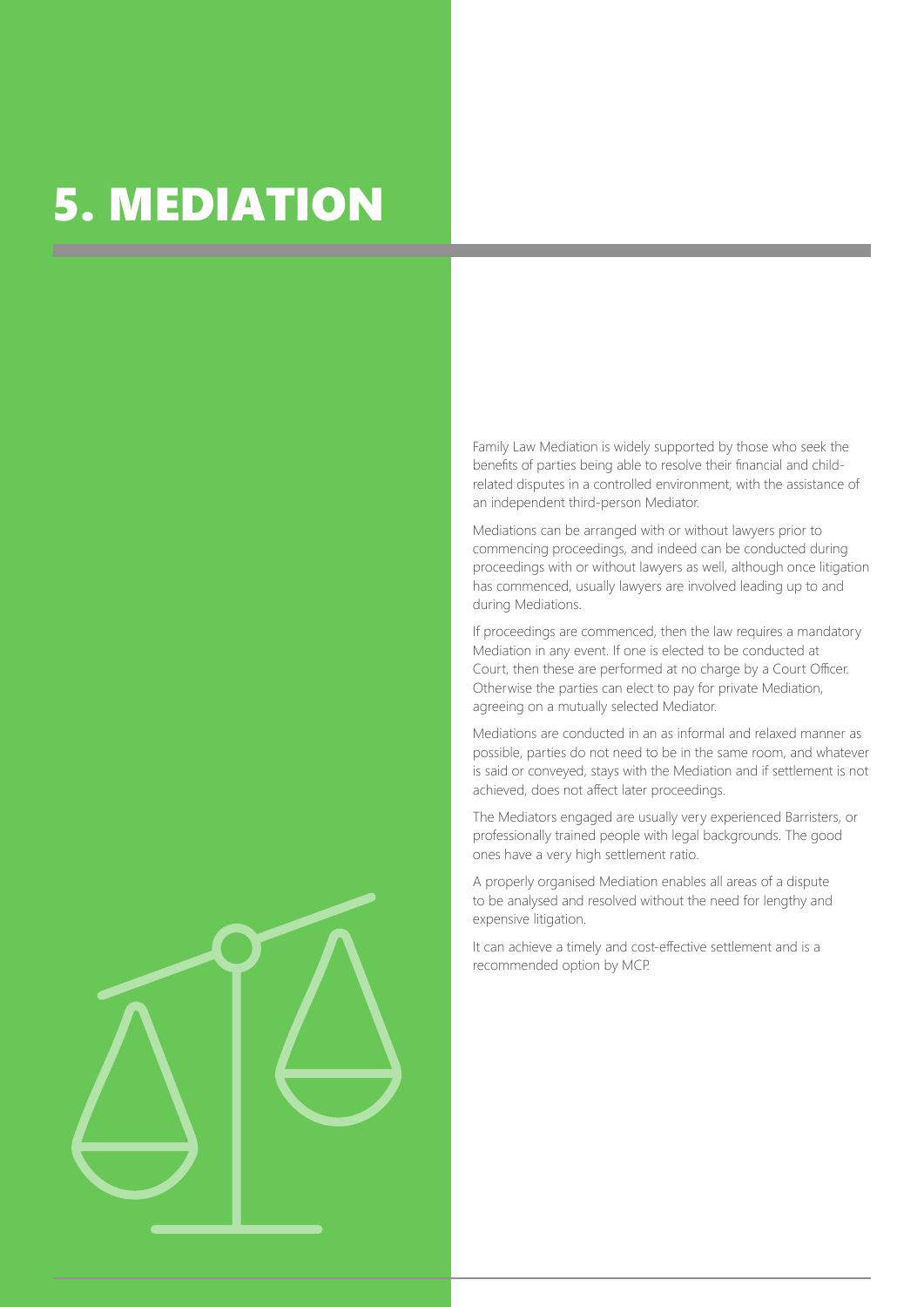# 5. MEDIATION

Family Law Mediation is widely supported by those who seek the benefits of parties being able to resolve their financial and child-related disputes in a controlled environment, with the assistance of an independent third-person Mediator.

Mediations can be arranged with or without lawyers prior to commencing proceedings, and indeed can be conducted during proceedings with or without lawyers as well, although once litigation has commenced, usually lawyers are involved leading up to and during Mediations.

If proceedings are commenced, then the law requires a mandatory Mediation in any event. If one is elected to be conducted at Court, then these are performed at no charge by a Court Officer. Otherwise the parties can elect to pay for private Mediation, agreeing on a mutually selected Mediator.

Mediations are conducted in an as informal and relaxed manner as possible, parties do not need to be in the same room, and whatever is said or conveyed, stays with the Mediation and if settlement is not achieved, does not affect later proceedings.

The Mediators engaged are usually very experienced Barristers, or professionally trained people with legal backgrounds. The good ones have a very high settlement ratio.

A properly organised Mediation enables all areas of a dispute to be analysed and resolved without the need for lengthy and expensive litigation.

It can achieve a timely and cost-effective settlement and is a recommended option by MCP.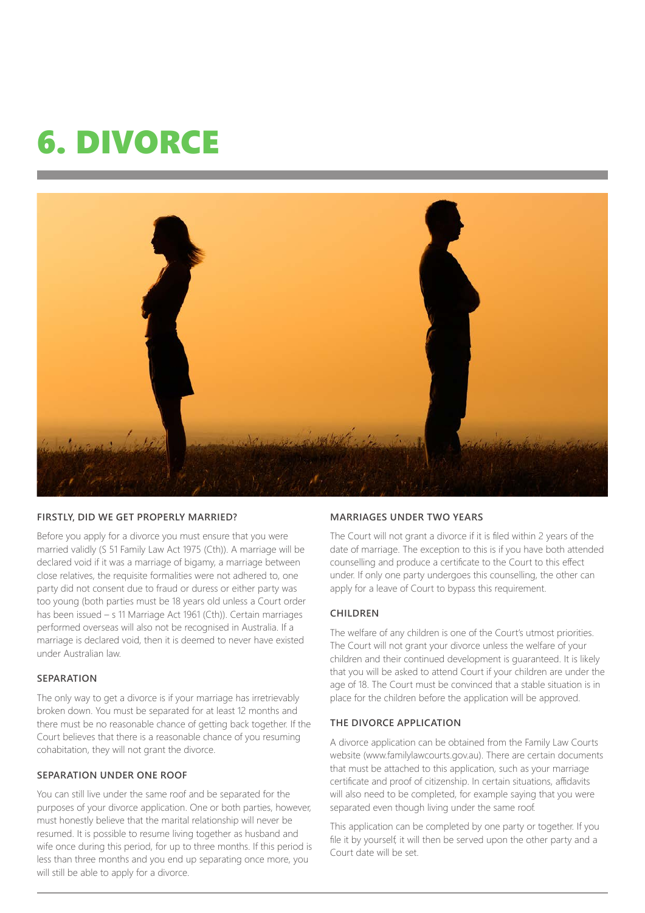# 6. DIVORCE

## FIRSTLY, DID WE GET PROPERLY MARRIED?

Before you apply for a divorce you must ensure that you were married validly (S 51 Family Law Act 1975 (Cth)). A marriage will be declared void if it was a marriage of bigamy, a marriage between close relatives, the requisite formalities were not adhered to, one party did not consent due to fraud or duress or either party was too young (both parties must be 18 years old unless a Court order has been issued – s 11 Marriage Act 1961 (Cth)). Certain marriages performed overseas will also not be recognised in Australia. If a marriage is declared void, then it is deemed to never have existed under Australian law.

## SEPARATION

The only way to get a divorce is if your marriage has irretrievably broken down. You must be separated for at least 12 months and there must be no reasonable chance of getting back together. If the Court believes that there is a reasonable chance of you resuming cohabitation, they will not grant the divorce.

## SEPARATION UNDER ONE ROOF

You can still live under the same roof and be separated for the purposes of your divorce application. One or both parties, however, must honestly believe that the marital relationship will never be resumed. It is possible to resume living together as husband and wife once during this period, for up to three months. If this period is less than three months and you end up separating once more, you will still be able to apply for a divorce.

## MARRIAGES UNDER TWO YEARS

The Court will not grant a divorce if it is filed within 2 years of the date of marriage. The exception to this is if you have both attended counselling and produce a certificate to the Court to this effect under. If only one party undergoes this counselling, the other can apply for a leave of Court to bypass this requirement.

## CHILDREN

The welfare of any children is one of the Court's utmost priorities. The Court will not grant your divorce unless the welfare of your children and their continued development is guaranteed. It is likely that you will be asked to attend Court if your children are under the age of 18. The Court must be convinced that a stable situation is in place for the children before the application will be approved.

## THE DIVORCE APPLICATION

A divorce application can be obtained from the Family Law Courts website (www.familylawcourts.gov.au). There are certain documents that must be attached to this application, such as your marriage certificate and proof of citizenship. In certain situations, affidavits will also need to be completed, for example saying that you were separated even though living under the same roof.

This application can be completed by one party or together. If you file it by yourself, it will then be served upon the other party and a Court date will be set.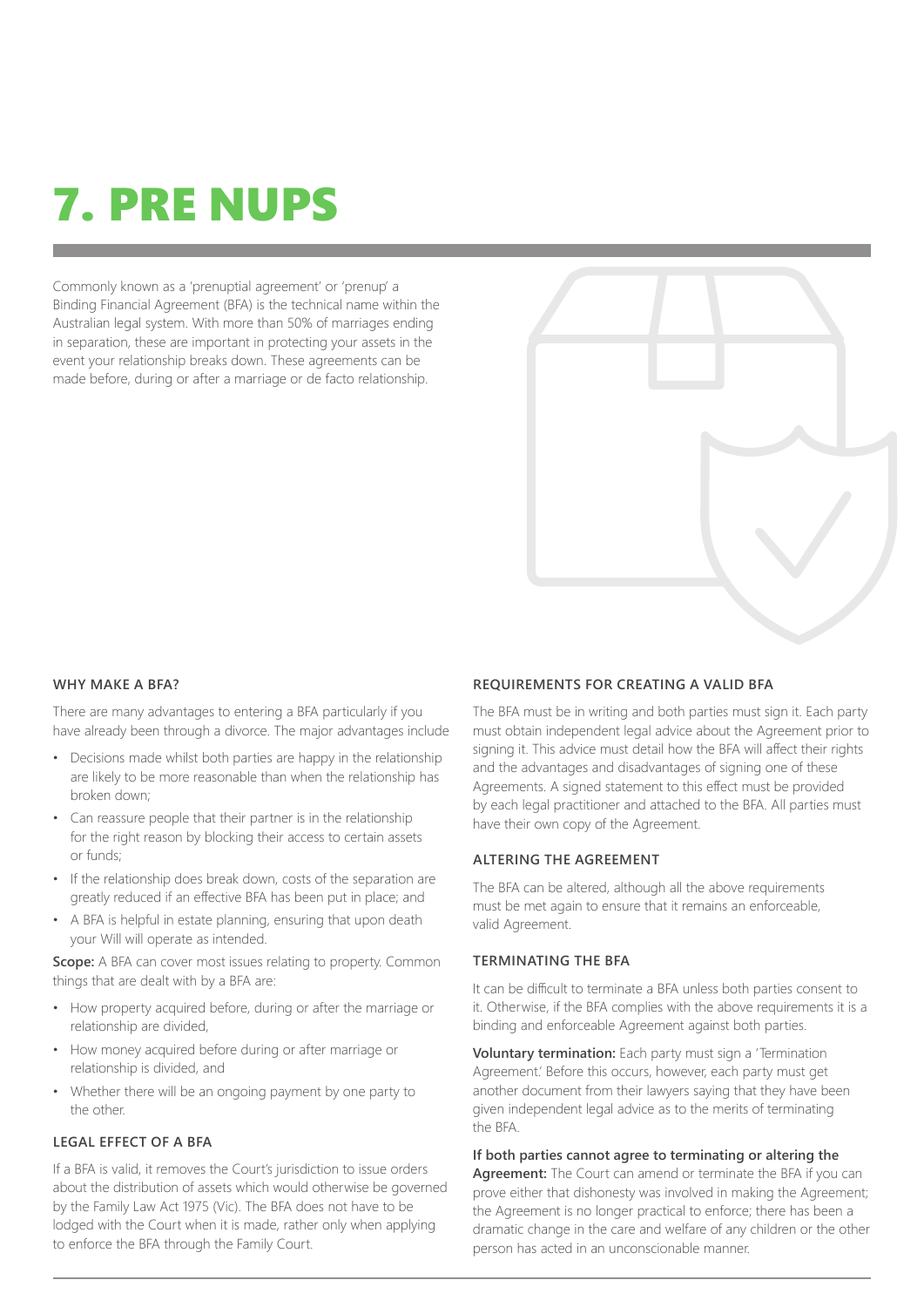# 7. PRE NUPS

Commonly known as a 'prenuptial agreement' or 'prenup' a Binding Financial Agreement (BFA) is the technical name within the Australian legal system. With more than 50% of marriages ending in separation, these are important in protecting your assets in the event your relationship breaks down. These agreements can be made before, during or after a marriage or de facto relationship.

### WHY MAKE A BFA?

There are many advantages to entering a BFA particularly if you have already been through a divorce. The major advantages include

- Decisions made whilst both parties are happy in the relationship are likely to be more reasonable than when the relationship has broken down;
- Can reassure people that their partner is in the relationship for the right reason by blocking their access to certain assets or funds;
- If the relationship does break down, costs of the separation are greatly reduced if an effective BFA has been put in place; and
- A BFA is helpful in estate planning, ensuring that upon death your Will will operate as intended.

**Scope:** A BFA can cover most issues relating to property. Common things that are dealt with by a BFA are:

- How property acquired before, during or after the marriage or relationship are divided,
- How money acquired before during or after marriage or relationship is divided, and
- Whether there will be an ongoing payment by one party to the other.

### LEGAL EFFECT OF A BFA

If a BFA is valid, it removes the Court's jurisdiction to issue orders about the distribution of assets which would otherwise be governed by the Family Law Act 1975 (Vic). The BFA does not have to be lodged with the Court when it is made, rather only when applying to enforce the BFA through the Family Court.

### REQUIREMENTS FOR CREATING A VALID BFA

The BFA must be in writing and both parties must sign it. Each party must obtain independent legal advice about the Agreement prior to signing it. This advice must detail how the BFA will affect their rights and the advantages and disadvantages of signing one of these Agreements. A signed statement to this effect must be provided by each legal practitioner and attached to the BFA. All parties must have their own copy of the Agreement.

### ALTERING THE AGREEMENT

The BFA can be altered, although all the above requirements must be met again to ensure that it remains an enforceable, valid Agreement.

### TERMINATING THE BFA

It can be difficult to terminate a BFA unless both parties consent to it. Otherwise, if the BFA complies with the above requirements it is a binding and enforceable Agreement against both parties.

**Voluntary termination:** Each party must sign a 'Termination Agreement.' Before this occurs, however, each party must get another document from their lawyers saying that they have been given independent legal advice as to the merits of terminating the BFA.

**If both parties cannot agree to terminating or altering the Agreement:** The Court can amend or terminate the BFA if you can prove either that dishonesty was involved in making the Agreement; the Agreement is no longer practical to enforce; there has been a dramatic change in the care and welfare of any children or the other person has acted in an unconscionable manner.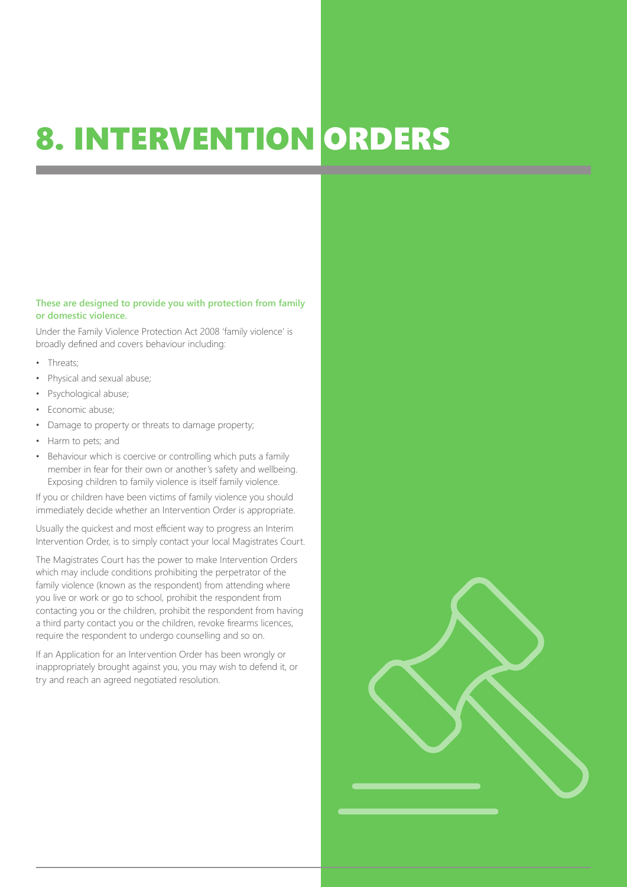# 8. INTERVENTION ORDERS

**These are designed to provide you with protection from family or domestic violence.**

Under the Family Violence Protection Act 2008 'family violence' is broadly defined and covers behaviour including:

- Threats;
- Physical and sexual abuse;
- Psychological abuse;
- Economic abuse;
- Damage to property or threats to damage property;
- Harm to pets; and
- Behaviour which is coercive or controlling which puts a family member in fear for their own or another's safety and wellbeing. Exposing children to family violence is itself family violence.

If you or children have been victims of family violence you should immediately decide whether an Intervention Order is appropriate.

Usually the quickest and most efficient way to progress an Interim Intervention Order, is to simply contact your local Magistrates Court.

The Magistrates Court has the power to make Intervention Orders which may include conditions prohibiting the perpetrator of the family violence (known as the respondent) from attending where you live or work or go to school, prohibit the respondent from contacting you or the children, prohibit the respondent from having a third party contact you or the children, revoke firearms licences, require the respondent to undergo counselling and so on.

If an Application for an Intervention Order has been wrongly or inappropriately brought against you, you may wish to defend it, or try and reach an agreed negotiated resolution.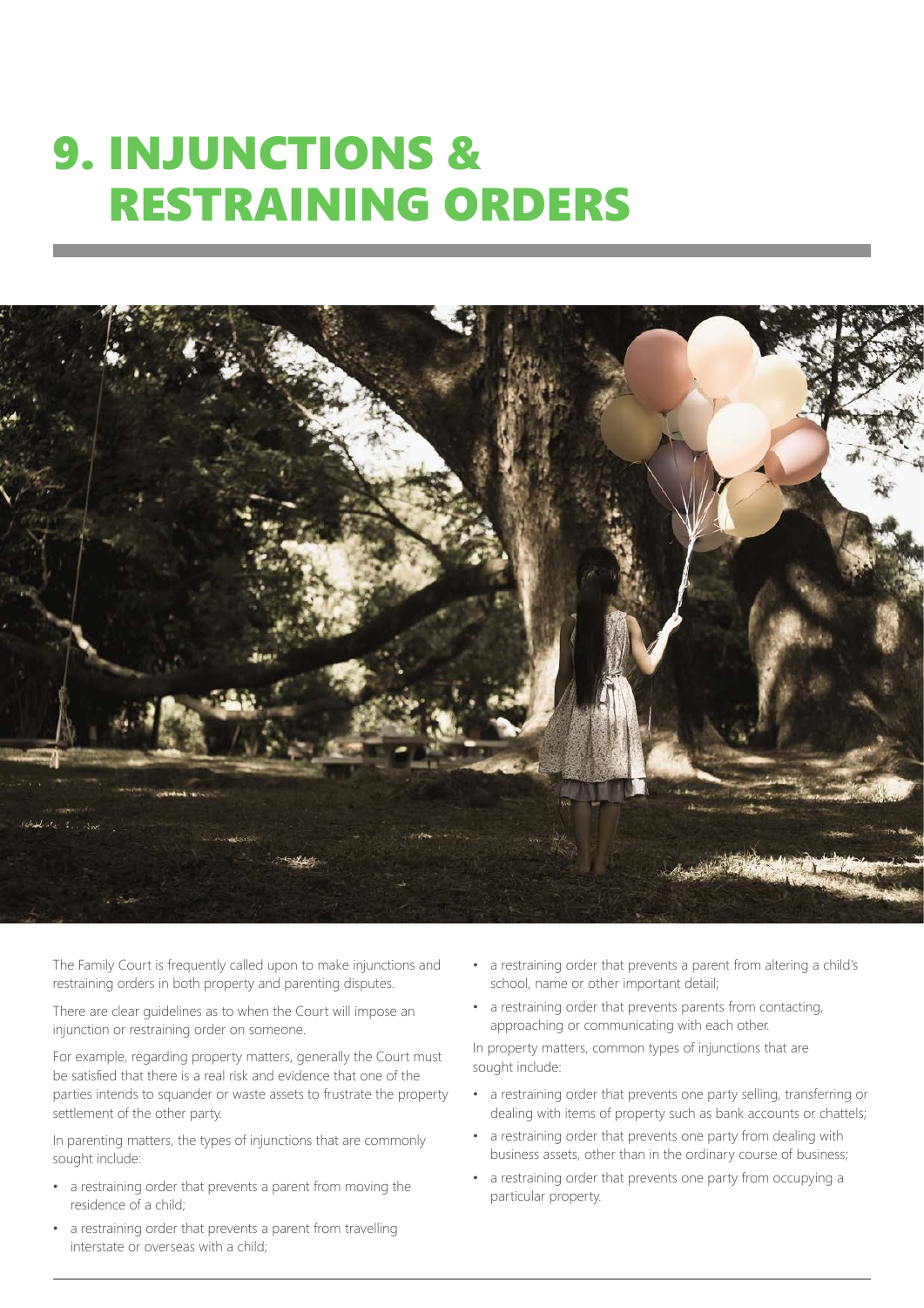# 9. INJUNCTIONS & RESTRAINING ORDERS

The Family Court is frequently called upon to make injunctions and restraining orders in both property and parenting disputes.

There are clear guidelines as to when the Court will impose an injunction or restraining order on someone.

For example, regarding property matters, generally the Court must be satisfied that there is a real risk and evidence that one of the parties intends to squander or waste assets to frustrate the property settlement of the other party.

In parenting matters, the types of injunctions that are commonly sought include:

- a restraining order that prevents a parent from moving the residence of a child;
- a restraining order that prevents a parent from travelling interstate or overseas with a child;
- a restraining order that prevents a parent from altering a child's school, name or other important detail;
- a restraining order that prevents parents from contacting, approaching or communicating with each other.

In property matters, common types of injunctions that are sought include:

- a restraining order that prevents one party selling, transferring or dealing with items of property such as bank accounts or chattels;
- a restraining order that prevents one party from dealing with business assets, other than in the ordinary course of business;
- a restraining order that prevents one party from occupying a particular property.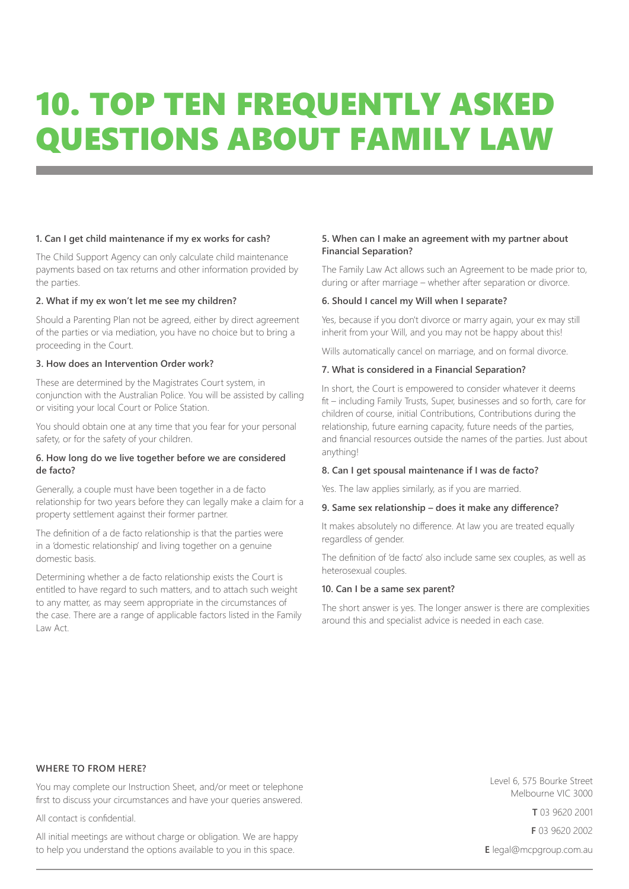# 10. TOP TEN FREQUENTLY ASKED QUESTIONS ABOUT FAMILY LAW

**1. Can I get child maintenance if my ex works for cash?**

The Child Support Agency can only calculate child maintenance payments based on tax returns and other information provided by the parties.

**2. What if my ex won't let me see my children?**

Should a Parenting Plan not be agreed, either by direct agreement of the parties or via mediation, you have no choice but to bring a proceeding in the Court.

**3. How does an Intervention Order work?**

These are determined by the Magistrates Court system, in conjunction with the Australian Police. You will be assisted by calling or visiting your local Court or Police Station.

You should obtain one at any time that you fear for your personal safety, or for the safety of your children.

**6. How long do we live together before we are considered de facto?**

Generally, a couple must have been together in a de facto relationship for two years before they can legally make a claim for a property settlement against their former partner.

The definition of a de facto relationship is that the parties were in a 'domestic relationship' and living together on a genuine domestic basis.

Determining whether a de facto relationship exists the Court is entitled to have regard to such matters, and to attach such weight to any matter, as may seem appropriate in the circumstances of the case. There are a range of applicable factors listed in the Family Law Act.

**5. When can I make an agreement with my partner about Financial Separation?**

The Family Law Act allows such an Agreement to be made prior to, during or after marriage – whether after separation or divorce.

**6. Should I cancel my Will when I separate?**

Yes, because if you don't divorce or marry again, your ex may still inherit from your Will, and you may not be happy about this!

Wills automatically cancel on marriage, and on formal divorce.

**7. What is considered in a Financial Separation?**

In short, the Court is empowered to consider whatever it deems fit – including Family Trusts, Super, businesses and so forth, care for children of course, initial Contributions, Contributions during the relationship, future earning capacity, future needs of the parties, and financial resources outside the names of the parties. Just about anything!

**8. Can I get spousal maintenance if I was de facto?**

Yes. The law applies similarly, as if you are married.

**9. Same sex relationship – does it make any difference?**

It makes absolutely no difference. At law you are treated equally regardless of gender.

The definition of 'de facto' also include same sex couples, as well as heterosexual couples.

**10. Can I be a same sex parent?**

The short answer is yes. The longer answer is there are complexities around this and specialist advice is needed in each case.

**WHERE TO FROM HERE?**

You may complete our Instruction Sheet, and/or meet or telephone first to discuss your circumstances and have your queries answered.

All contact is confidential.

All initial meetings are without charge or obligation. We are happy to help you understand the options available to you in this space.

Level 6, 575 Bourke Street
Melbourne VIC 3000

**T** 03 9620 2001

**F** 03 9620 2002

**E** legal@mcpgroup.com.au